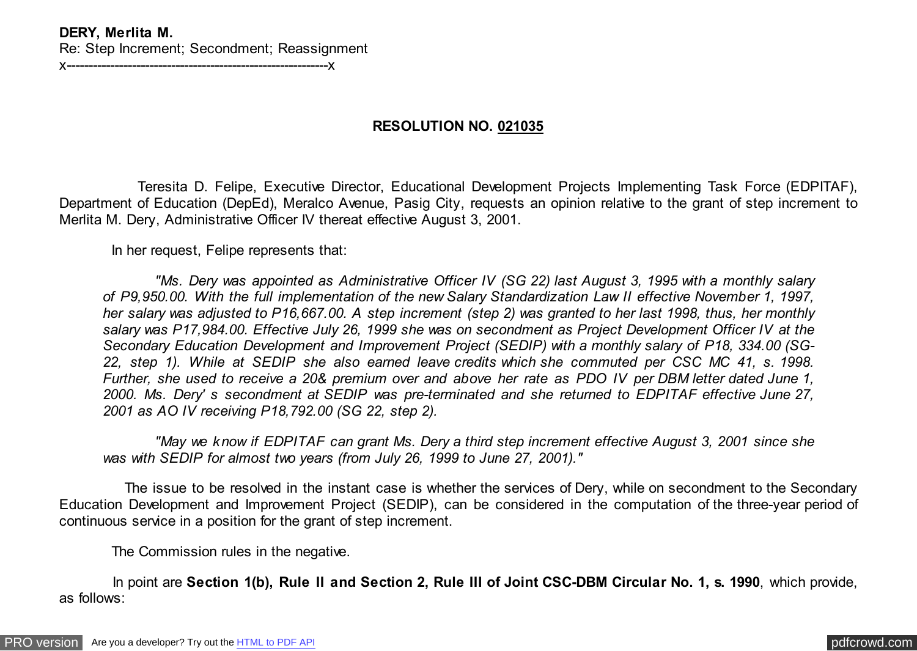**DERY, Merlita M.**
Re: Step Increment; Secondment; Reassignment
x----------------------------------------------------------x

**RESOLUTION NO. 021035**

Teresita D. Felipe, Executive Director, Educational Development Projects Implementing Task Force (EDPITAF), Department of Education (DepEd), Meralco Avenue, Pasig City, requests an opinion relative to the grant of step increment to Merlita M. Dery, Administrative Officer IV thereat effective August 3, 2001.

In her request, Felipe represents that:

> *"Ms. Dery was appointed as Administrative Officer IV (SG 22) last August 3, 1995 with a monthly salary of P9,950.00. With the full implementation of the new Salary Standardization Law II effective November 1, 1997, her salary was adjusted to P16,667.00. A step increment (step 2) was granted to her last 1998, thus, her monthly salary was P17,984.00. Effective July 26, 1999 she was on secondment as Project Development Officer IV at the Secondary Education Development and Improvement Project (SEDIP) with a monthly salary of P18, 334.00 (SG-22, step 1). While at SEDIP she also earned leave credits which she commuted per CSC MC 41, s. 1998. Further, she used to receive a 20& premium over and above her rate as PDO IV per DBM letter dated June 1, 2000. Ms. Dery' s secondment at SEDIP was pre-terminated and she returned to EDPITAF effective June 27, 2001 as AO IV receiving P18,792.00 (SG 22, step 2).*
>
> *"May we know if EDPITAF can grant Ms. Dery a third step increment effective August 3, 2001 since she was with SEDIP for almost two years (from July 26, 1999 to June 27, 2001)."*

The issue to be resolved in the instant case is whether the services of Dery, while on secondment to the Secondary Education Development and Improvement Project (SEDIP), can be considered in the computation of the three-year period of continuous service in a position for the grant of step increment.

The Commission rules in the negative.

In point are **Section 1(b), Rule II and Section 2, Rule III of Joint CSC-DBM Circular No. 1, s. 1990**, which provide, as follows: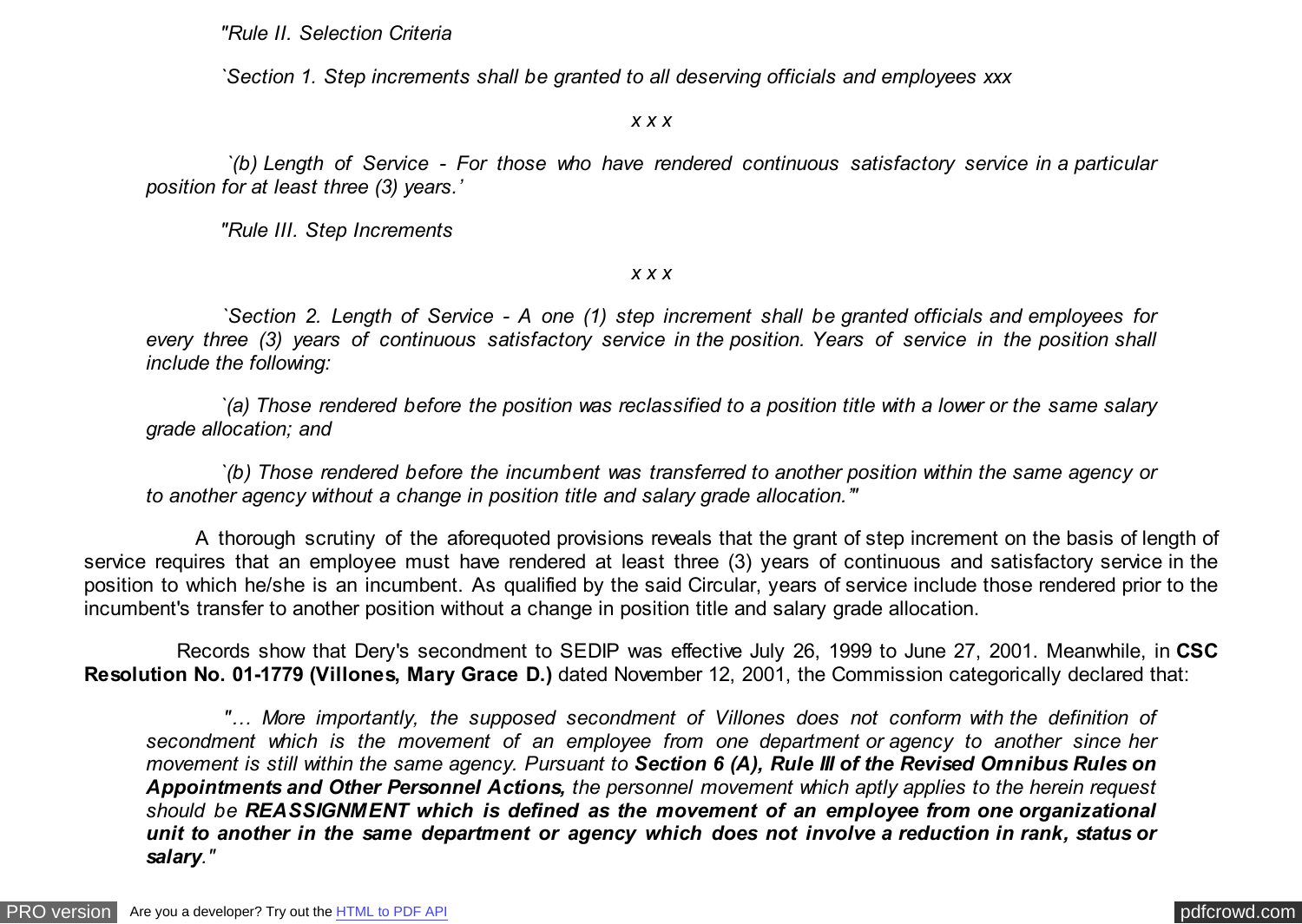*"Rule II. Selection Criteria*

*`Section 1. Step increments shall be granted to all deserving officials and employees xxx*

*x x x*

*`(b) Length of Service - For those who have rendered continuous satisfactory service in a particular position for at least three (3) years.'*

*"Rule III. Step Increments*

*x x x*

*`Section 2. Length of Service - A one (1) step increment shall be granted officials and employees for every three (3) years of continuous satisfactory service in the position. Years of service in the position shall include the following:*

*`(a) Those rendered before the position was reclassified to a position title with a lower or the same salary grade allocation; and*

*`(b) Those rendered before the incumbent was transferred to another position within the same agency or to another agency without a change in position title and salary grade allocation.'"*

A thorough scrutiny of the aforequoted provisions reveals that the grant of step increment on the basis of length of service requires that an employee must have rendered at least three (3) years of continuous and satisfactory service in the position to which he/she is an incumbent. As qualified by the said Circular, years of service include those rendered prior to the incumbent's transfer to another position without a change in position title and salary grade allocation.

Records show that Dery's secondment to SEDIP was effective July 26, 1999 to June 27, 2001. Meanwhile, in **CSC Resolution No. 01-1779 (Villones, Mary Grace D.)** dated November 12, 2001, the Commission categorically declared that:

*"… More importantly, the supposed secondment of Villones does not conform with the definition of secondment which is the movement of an employee from one department or agency to another since her movement is still within the same agency. Pursuant to* ***Section 6 (A), Rule III of the Revised Omnibus Rules on Appointments and Other Personnel Actions,*** *the personnel movement which aptly applies to the herein request should be* ***REASSIGNMENT which is defined as the movement of an employee from one organizational unit to another in the same department or agency which does not involve a reduction in rank, status or salary****."*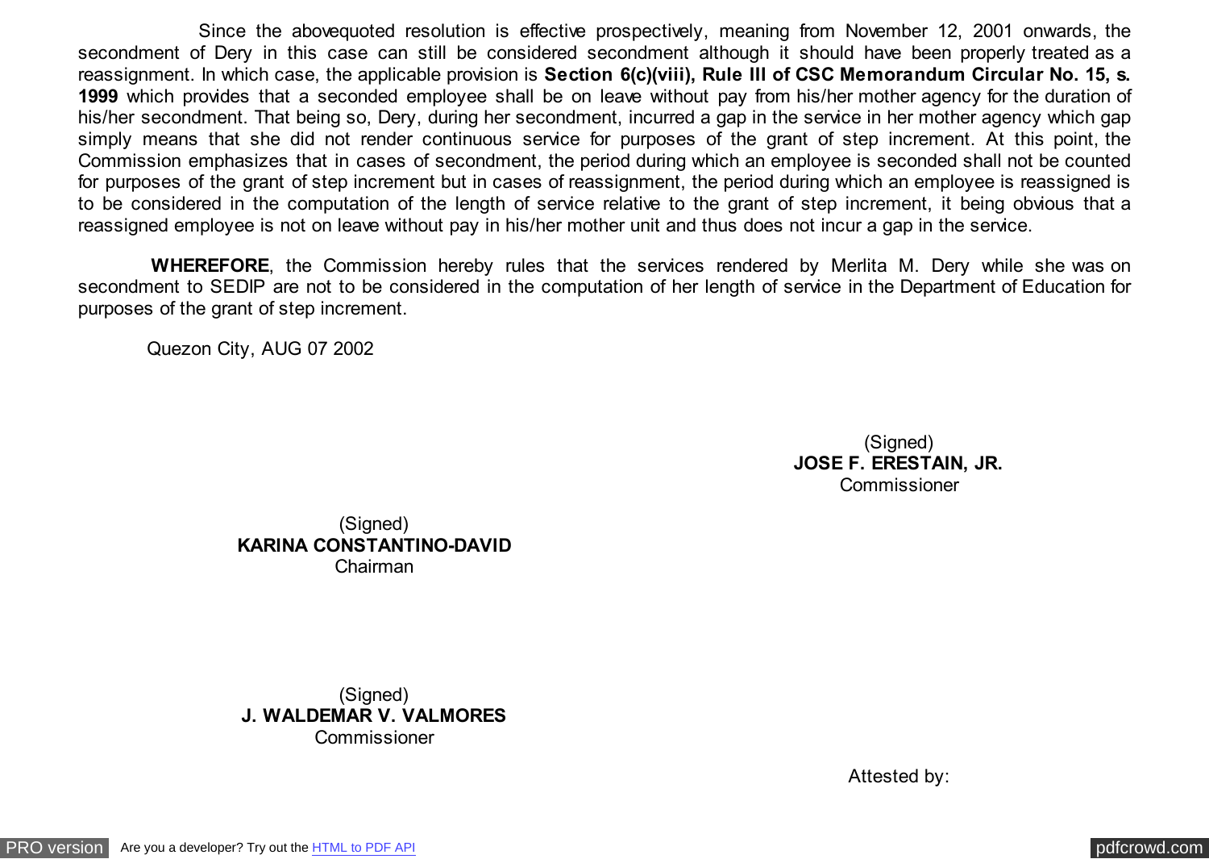Since the abovequoted resolution is effective prospectively, meaning from November 12, 2001 onwards, the secondment of Dery in this case can still be considered secondment although it should have been properly treated as a reassignment. In which case, the applicable provision is **Section 6(c)(viii), Rule III of CSC Memorandum Circular No. 15, s. 1999** which provides that a seconded employee shall be on leave without pay from his/her mother agency for the duration of his/her secondment. That being so, Dery, during her secondment, incurred a gap in the service in her mother agency which gap simply means that she did not render continuous service for purposes of the grant of step increment. At this point, the Commission emphasizes that in cases of secondment, the period during which an employee is seconded shall not be counted for purposes of the grant of step increment but in cases of reassignment, the period during which an employee is reassigned is to be considered in the computation of the length of service relative to the grant of step increment, it being obvious that a reassigned employee is not on leave without pay in his/her mother unit and thus does not incur a gap in the service.

**WHEREFORE**, the Commission hereby rules that the services rendered by Merlita M. Dery while she was on secondment to SEDIP are not to be considered in the computation of her length of service in the Department of Education for purposes of the grant of step increment.

Quezon City, AUG 07 2002

(Signed)
**JOSE F. ERESTAIN, JR.**
Commissioner

(Signed)
**KARINA CONSTANTINO-DAVID**
Chairman

(Signed)
**J. WALDEMAR V. VALMORES**
Commissioner

Attested by: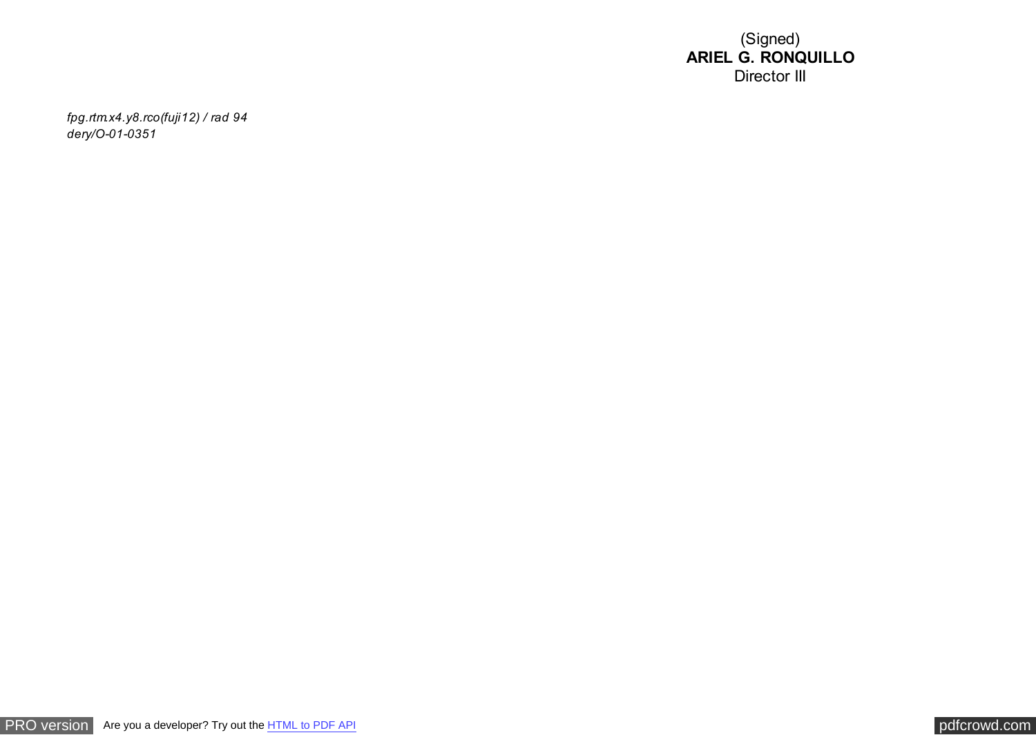(Signed)
**ARIEL G. RONQUILLO**
Director III

*fpg.rtm.x4.y8.rco(fuji12) / rad 94*
*dery/O-01-0351*